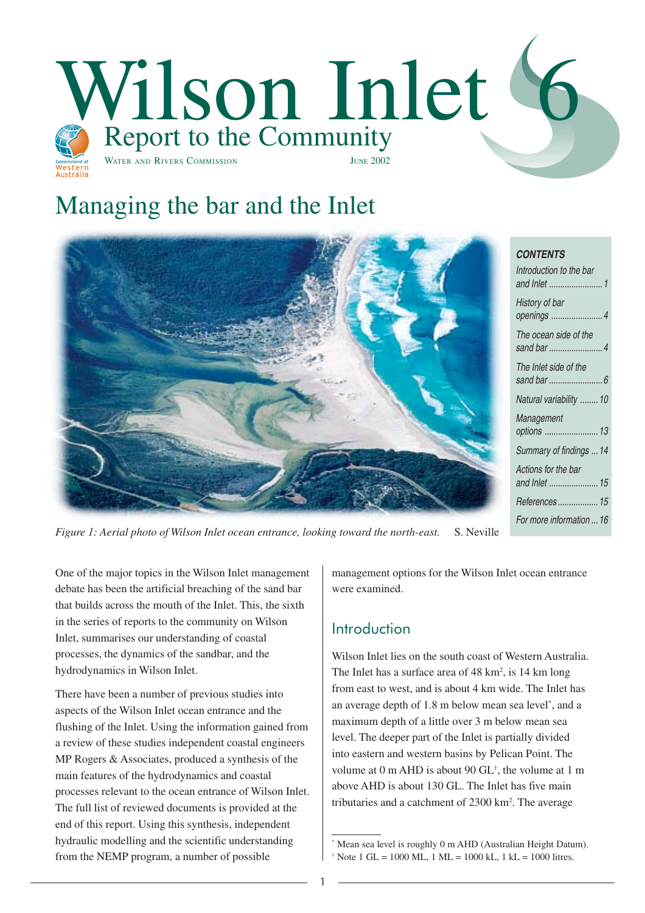# Wilson Inlet 6

## Report to the Community

WATER AND RIVERS COMMISSION — JUNE 2002

# Managing the bar and the Inlet

**CONTENTS**

- Introduction to the bar and Inlet ........ 1
- History of bar openings ........ 4
- The ocean side of the sand bar ........ 4
- The Inlet side of the sand bar ........ 6
- Natural variability ........ 10
- Management options ........ 13
- Summary of findings ... 14
- Actions for the bar and Inlet ........ 15
- References ........ 15
- For more information ... 16

*Figure 1: Aerial photo of Wilson Inlet ocean entrance, looking toward the north-east.* S. Neville

One of the major topics in the Wilson Inlet management debate has been the artificial breaching of the sand bar that builds across the mouth of the Inlet. This, the sixth in the series of reports to the community on Wilson Inlet, summarises our understanding of coastal processes, the dynamics of the sandbar, and the hydrodynamics in Wilson Inlet.

There have been a number of previous studies into aspects of the Wilson Inlet ocean entrance and the flushing of the Inlet. Using the information gained from a review of these studies independent coastal engineers MP Rogers & Associates, produced a synthesis of the main features of the hydrodynamics and coastal processes relevant to the ocean entrance of Wilson Inlet. The full list of reviewed documents is provided at the end of this report. Using this synthesis, independent hydraulic modelling and the scientific understanding from the NEMP program, a number of possible management options for the Wilson Inlet ocean entrance were examined.

## Introduction

Wilson Inlet lies on the south coast of Western Australia. The Inlet has a surface area of 48 km$^2$, is 14 km long from east to west, and is about 4 km wide. The Inlet has an average depth of 1.8 m below mean sea level*, and a maximum depth of a little over 3 m below mean sea level. The deeper part of the Inlet is partially divided into eastern and western basins by Pelican Point. The volume at 0 m AHD is about 90 GL†, the volume at 1 m above AHD is about 130 GL. The Inlet has five main tributaries and a catchment of 2300 km$^2$. The average

\* Mean sea level is roughly 0 m AHD (Australian Height Datum).
† Note 1 GL = 1000 ML, 1 ML = 1000 kL, 1 kL = 1000 litres.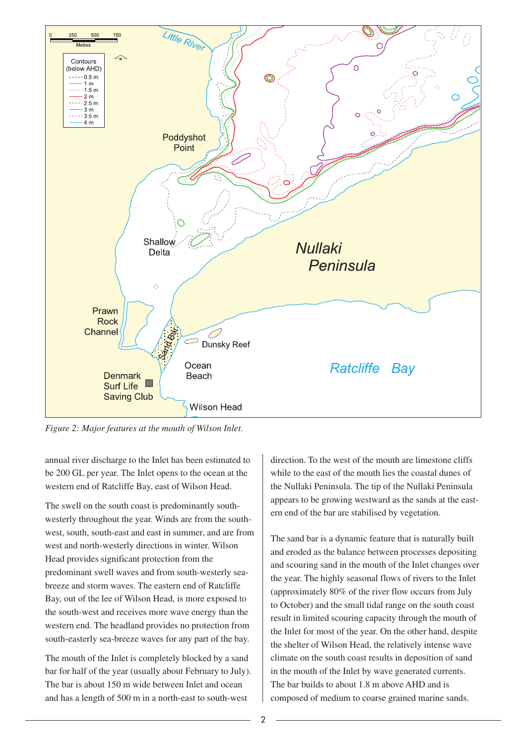*Figure 2: Major features at the mouth of Wilson Inlet.*

annual river discharge to the Inlet has been estimated to be 200 GL per year. The Inlet opens to the ocean at the western end of Ratcliffe Bay, east of Wilson Head.

The swell on the south coast is predominantly south-westerly throughout the year. Winds are from the south-west, south, south-east and east in summer, and are from west and north-westerly directions in winter. Wilson Head provides significant protection from the predominant swell waves and from south-westerly sea-breeze and storm waves. The eastern end of Ratcliffe Bay, out of the lee of Wilson Head, is more exposed to the south-west and receives more wave energy than the western end. The headland provides no protection from south-easterly sea-breeze waves for any part of the bay.

The mouth of the Inlet is completely blocked by a sand bar for half of the year (usually about February to July). The bar is about 150 m wide between Inlet and ocean and has a length of 500 m in a north-east to south-west direction. To the west of the mouth are limestone cliffs while to the east of the mouth lies the coastal dunes of the Nullaki Peninsula. The tip of the Nullaki Peninsula appears to be growing westward as the sands at the eastern end of the bar are stabilised by vegetation.

The sand bar is a dynamic feature that is naturally built and eroded as the balance between processes depositing and scouring sand in the mouth of the Inlet changes over the year. The highly seasonal flows of rivers to the Inlet (approximately 80% of the river flow occurs from July to October) and the small tidal range on the south coast result in limited scouring capacity through the mouth of the Inlet for most of the year. On the other hand, despite the shelter of Wilson Head, the relatively intense wave climate on the south coast results in deposition of sand in the mouth of the Inlet by wave generated currents. The bar builds to about 1.8 m above AHD and is composed of medium to coarse grained marine sands.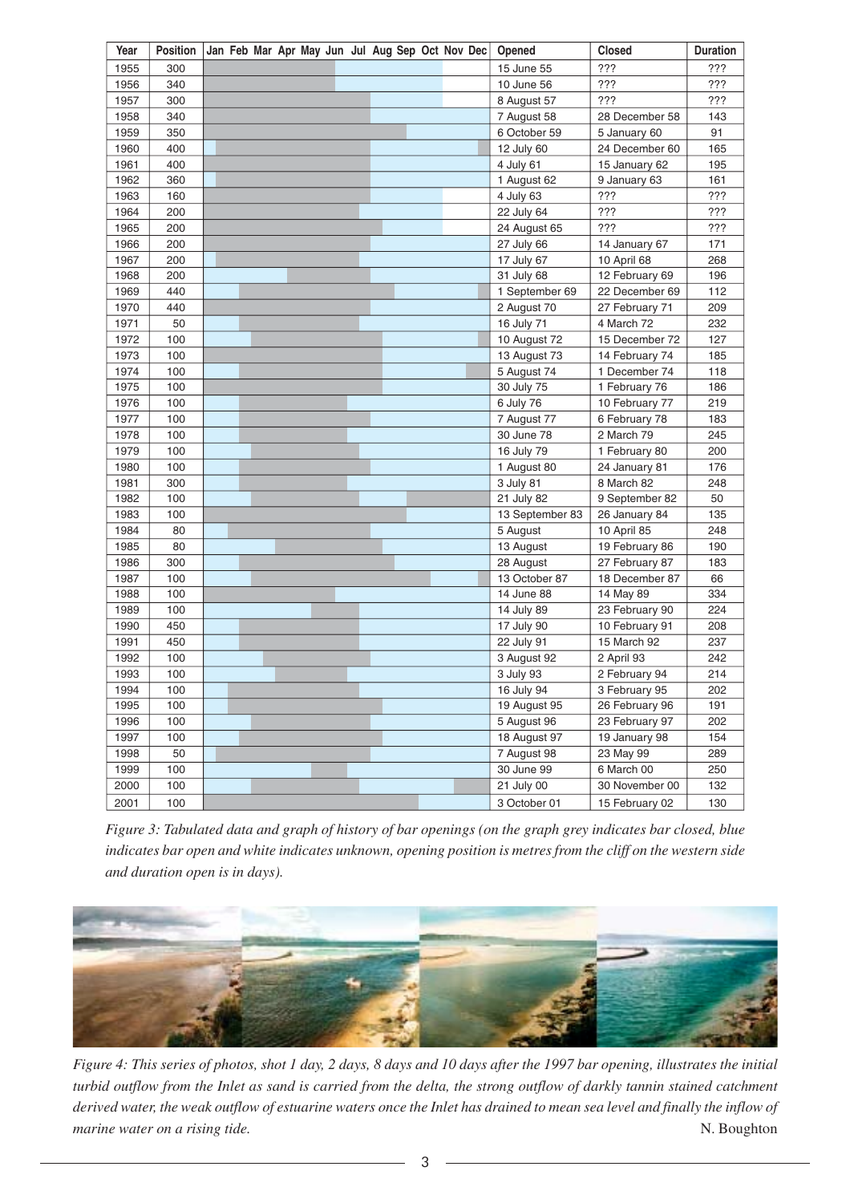| Year | Position | Jan Feb Mar Apr May Jun Jul Aug Sep Oct Nov Dec | Opened | Closed | Duration |
|---|---|---|---|---|---|
| 1955 | 300 | | 15 June 55 | ??? | ??? |
| 1956 | 340 | | 10 June 56 | ??? | ??? |
| 1957 | 300 | | 8 August 57 | ??? | ??? |
| 1958 | 340 | | 7 August 58 | 28 December 58 | 143 |
| 1959 | 350 | | 6 October 59 | 5 January 60 | 91 |
| 1960 | 400 | | 12 July 60 | 24 December 60 | 165 |
| 1961 | 400 | | 4 July 61 | 15 January 62 | 195 |
| 1962 | 360 | | 1 August 62 | 9 January 63 | 161 |
| 1963 | 160 | | 4 July 63 | ??? | ??? |
| 1964 | 200 | | 22 July 64 | ??? | ??? |
| 1965 | 200 | | 24 August 65 | ??? | ??? |
| 1966 | 200 | | 27 July 66 | 14 January 67 | 171 |
| 1967 | 200 | | 17 July 67 | 10 April 68 | 268 |
| 1968 | 200 | | 31 July 68 | 12 February 69 | 196 |
| 1969 | 440 | | 1 September 69 | 22 December 69 | 112 |
| 1970 | 440 | | 2 August 70 | 27 February 71 | 209 |
| 1971 | 50 | | 16 July 71 | 4 March 72 | 232 |
| 1972 | 100 | | 10 August 72 | 15 December 72 | 127 |
| 1973 | 100 | | 13 August 73 | 14 February 74 | 185 |
| 1974 | 100 | | 5 August 74 | 1 December 74 | 118 |
| 1975 | 100 | | 30 July 75 | 1 February 76 | 186 |
| 1976 | 100 | | 6 July 76 | 10 February 77 | 219 |
| 1977 | 100 | | 7 August 77 | 6 February 78 | 183 |
| 1978 | 100 | | 30 June 78 | 2 March 79 | 245 |
| 1979 | 100 | | 16 July 79 | 1 February 80 | 200 |
| 1980 | 100 | | 1 August 80 | 24 January 81 | 176 |
| 1981 | 300 | | 3 July 81 | 8 March 82 | 248 |
| 1982 | 100 | | 21 July 82 | 9 September 82 | 50 |
| 1983 | 100 | | 13 September 83 | 26 January 84 | 135 |
| 1984 | 80 | | 5 August | 10 April 85 | 248 |
| 1985 | 80 | | 13 August | 19 February 86 | 190 |
| 1986 | 300 | | 28 August | 27 February 87 | 183 |
| 1987 | 100 | | 13 October 87 | 18 December 87 | 66 |
| 1988 | 100 | | 14 June 88 | 14 May 89 | 334 |
| 1989 | 100 | | 14 July 89 | 23 February 90 | 224 |
| 1990 | 450 | | 17 July 90 | 10 February 91 | 208 |
| 1991 | 450 | | 22 July 91 | 15 March 92 | 237 |
| 1992 | 100 | | 3 August 92 | 2 April 93 | 242 |
| 1993 | 100 | | 3 July 93 | 2 February 94 | 214 |
| 1994 | 100 | | 16 July 94 | 3 February 95 | 202 |
| 1995 | 100 | | 19 August 95 | 26 February 96 | 191 |
| 1996 | 100 | | 5 August 96 | 23 February 97 | 202 |
| 1997 | 100 | | 18 August 97 | 19 January 98 | 154 |
| 1998 | 50 | | 7 August 98 | 23 May 99 | 289 |
| 1999 | 100 | | 30 June 99 | 6 March 00 | 250 |
| 2000 | 100 | | 21 July 00 | 30 November 00 | 132 |
| 2001 | 100 | | 3 October 01 | 15 February 02 | 130 |

*Figure 3: Tabulated data and graph of history of bar openings (on the graph grey indicates bar closed, blue indicates bar open and white indicates unknown, opening position is metres from the cliff on the western side and duration open is in days).*

*Figure 4: This series of photos, shot 1 day, 2 days, 8 days and 10 days after the 1997 bar opening, illustrates the initial turbid outflow from the Inlet as sand is carried from the delta, the strong outflow of darkly tannin stained catchment derived water, the weak outflow of estuarine waters once the Inlet has drained to mean sea level and finally the inflow of marine water on a rising tide.* N. Boughton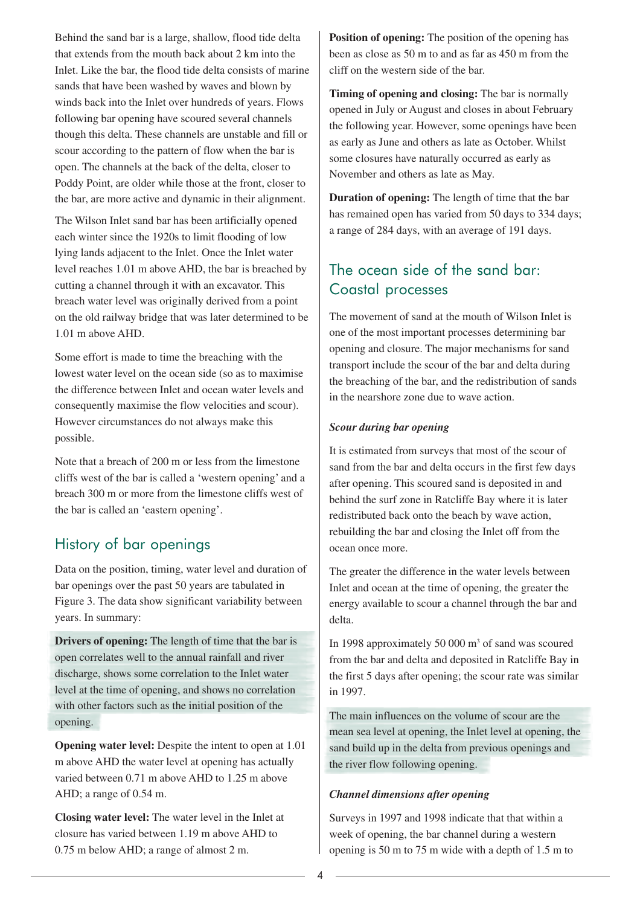Behind the sand bar is a large, shallow, flood tide delta that extends from the mouth back about 2 km into the Inlet. Like the bar, the flood tide delta consists of marine sands that have been washed by waves and blown by winds back into the Inlet over hundreds of years. Flows following bar opening have scoured several channels though this delta. These channels are unstable and fill or scour according to the pattern of flow when the bar is open. The channels at the back of the delta, closer to Poddy Point, are older while those at the front, closer to the bar, are more active and dynamic in their alignment.

The Wilson Inlet sand bar has been artificially opened each winter since the 1920s to limit flooding of low lying lands adjacent to the Inlet. Once the Inlet water level reaches 1.01 m above AHD, the bar is breached by cutting a channel through it with an excavator. This breach water level was originally derived from a point on the old railway bridge that was later determined to be 1.01 m above AHD.

Some effort is made to time the breaching with the lowest water level on the ocean side (so as to maximise the difference between Inlet and ocean water levels and consequently maximise the flow velocities and scour). However circumstances do not always make this possible.

Note that a breach of 200 m or less from the limestone cliffs west of the bar is called a 'western opening' and a breach 300 m or more from the limestone cliffs west of the bar is called an 'eastern opening'.

## History of bar openings

Data on the position, timing, water level and duration of bar openings over the past 50 years are tabulated in Figure 3. The data show significant variability between years. In summary:

**Drivers of opening:** The length of time that the bar is open correlates well to the annual rainfall and river discharge, shows some correlation to the Inlet water level at the time of opening, and shows no correlation with other factors such as the initial position of the opening.

**Opening water level:** Despite the intent to open at 1.01 m above AHD the water level at opening has actually varied between 0.71 m above AHD to 1.25 m above AHD; a range of 0.54 m.

**Closing water level:** The water level in the Inlet at closure has varied between 1.19 m above AHD to 0.75 m below AHD; a range of almost 2 m.

**Position of opening:** The position of the opening has been as close as 50 m to and as far as 450 m from the cliff on the western side of the bar.

**Timing of opening and closing:** The bar is normally opened in July or August and closes in about February the following year. However, some openings have been as early as June and others as late as October. Whilst some closures have naturally occurred as early as November and others as late as May.

**Duration of opening:** The length of time that the bar has remained open has varied from 50 days to 334 days; a range of 284 days, with an average of 191 days.

## The ocean side of the sand bar: Coastal processes

The movement of sand at the mouth of Wilson Inlet is one of the most important processes determining bar opening and closure. The major mechanisms for sand transport include the scour of the bar and delta during the breaching of the bar, and the redistribution of sands in the nearshore zone due to wave action.

### *Scour during bar opening*

It is estimated from surveys that most of the scour of sand from the bar and delta occurs in the first few days after opening. This scoured sand is deposited in and behind the surf zone in Ratcliffe Bay where it is later redistributed back onto the beach by wave action, rebuilding the bar and closing the Inlet off from the ocean once more.

The greater the difference in the water levels between Inlet and ocean at the time of opening, the greater the energy available to scour a channel through the bar and delta.

In 1998 approximately 50 000 m$^3$ of sand was scoured from the bar and delta and deposited in Ratcliffe Bay in the first 5 days after opening; the scour rate was similar in 1997.

The main influences on the volume of scour are the mean sea level at opening, the Inlet level at opening, the sand build up in the delta from previous openings and the river flow following opening.

### *Channel dimensions after opening*

Surveys in 1997 and 1998 indicate that that within a week of opening, the bar channel during a western opening is 50 m to 75 m wide with a depth of 1.5 m to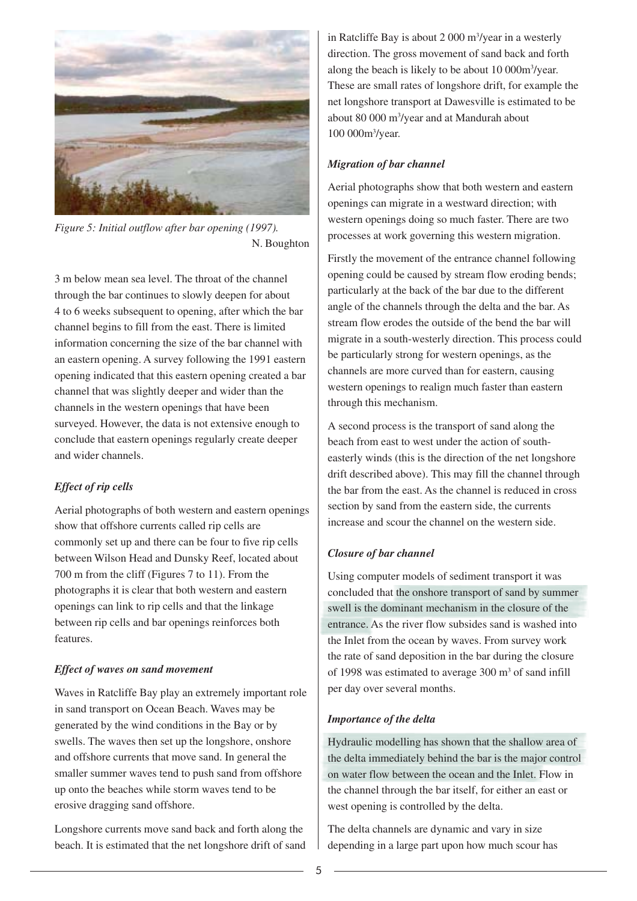*Figure 5: Initial outflow after bar opening (1997).* N. Boughton

3 m below mean sea level. The throat of the channel through the bar continues to slowly deepen for about 4 to 6 weeks subsequent to opening, after which the bar channel begins to fill from the east. There is limited information concerning the size of the bar channel with an eastern opening. A survey following the 1991 eastern opening indicated that this eastern opening created a bar channel that was slightly deeper and wider than the channels in the western openings that have been surveyed. However, the data is not extensive enough to conclude that eastern openings regularly create deeper and wider channels.

### *Effect of rip cells*

Aerial photographs of both western and eastern openings show that offshore currents called rip cells are commonly set up and there can be four to five rip cells between Wilson Head and Dunsky Reef, located about 700 m from the cliff (Figures 7 to 11). From the photographs it is clear that both western and eastern openings can link to rip cells and that the linkage between rip cells and bar openings reinforces both features.

### *Effect of waves on sand movement*

Waves in Ratcliffe Bay play an extremely important role in sand transport on Ocean Beach. Waves may be generated by the wind conditions in the Bay or by swells. The waves then set up the longshore, onshore and offshore currents that move sand. In general the smaller summer waves tend to push sand from offshore up onto the beaches while storm waves tend to be erosive dragging sand offshore.

Longshore currents move sand back and forth along the beach. It is estimated that the net longshore drift of sand in Ratcliffe Bay is about 2 000 m$^3$/year in a westerly direction. The gross movement of sand back and forth along the beach is likely to be about 10 000m$^3$/year. These are small rates of longshore drift, for example the net longshore transport at Dawesville is estimated to be about 80 000 m$^3$/year and at Mandurah about 100 000m$^3$/year.

### *Migration of bar channel*

Aerial photographs show that both western and eastern openings can migrate in a westward direction; with western openings doing so much faster. There are two processes at work governing this western migration.

Firstly the movement of the entrance channel following opening could be caused by stream flow eroding bends; particularly at the back of the bar due to the different angle of the channels through the delta and the bar. As stream flow erodes the outside of the bend the bar will migrate in a south-westerly direction. This process could be particularly strong for western openings, as the channels are more curved than for eastern, causing western openings to realign much faster than eastern through this mechanism.

A second process is the transport of sand along the beach from east to west under the action of south-easterly winds (this is the direction of the net longshore drift described above). This may fill the channel through the bar from the east. As the channel is reduced in cross section by sand from the eastern side, the currents increase and scour the channel on the western side.

### *Closure of bar channel*

Using computer models of sediment transport it was concluded that the onshore transport of sand by summer swell is the dominant mechanism in the closure of the entrance. As the river flow subsides sand is washed into the Inlet from the ocean by waves. From survey work the rate of sand deposition in the bar during the closure of 1998 was estimated to average 300 m$^3$ of sand infill per day over several months.

### *Importance of the delta*

Hydraulic modelling has shown that the shallow area of the delta immediately behind the bar is the major control on water flow between the ocean and the Inlet. Flow in the channel through the bar itself, for either an east or west opening is controlled by the delta.

The delta channels are dynamic and vary in size depending in a large part upon how much scour has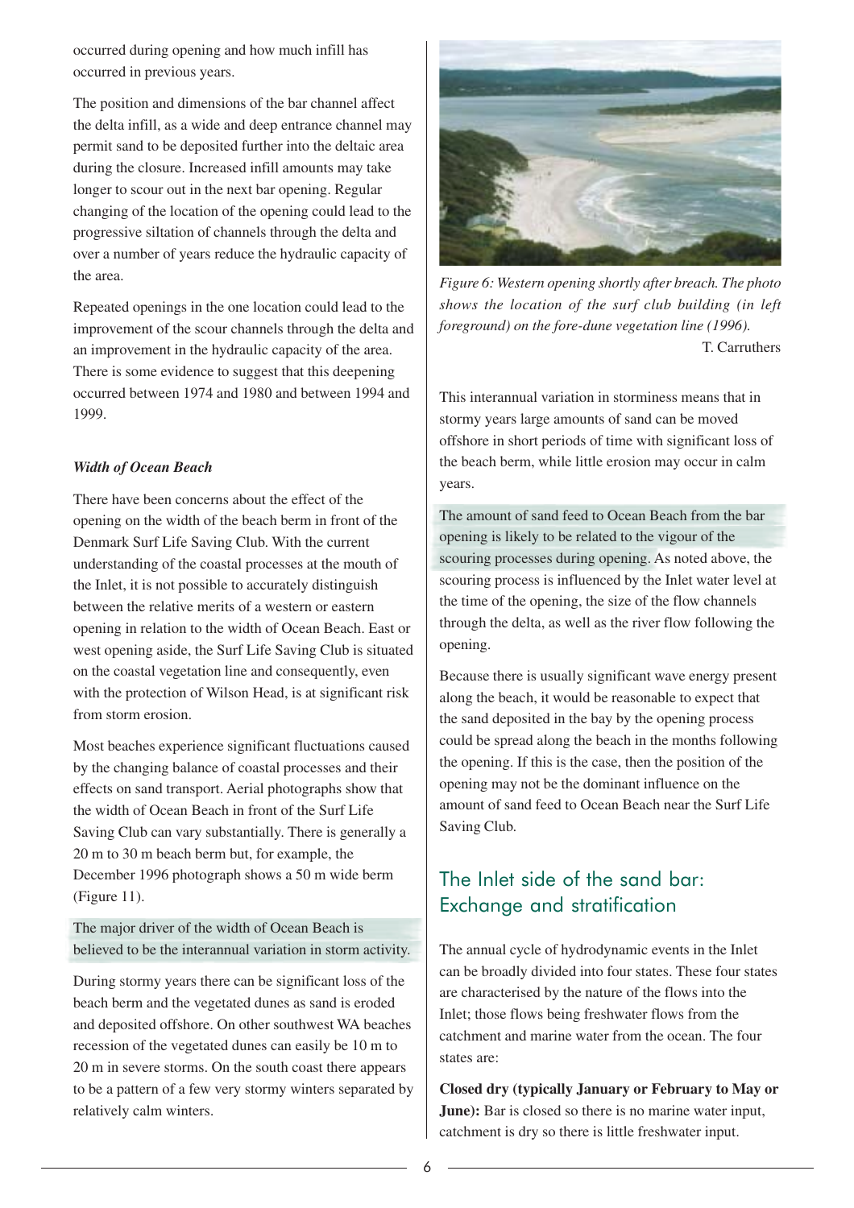occurred during opening and how much infill has occurred in previous years.

The position and dimensions of the bar channel affect the delta infill, as a wide and deep entrance channel may permit sand to be deposited further into the deltaic area during the closure. Increased infill amounts may take longer to scour out in the next bar opening. Regular changing of the location of the opening could lead to the progressive siltation of channels through the delta and over a number of years reduce the hydraulic capacity of the area.

Repeated openings in the one location could lead to the improvement of the scour channels through the delta and an improvement in the hydraulic capacity of the area. There is some evidence to suggest that this deepening occurred between 1974 and 1980 and between 1994 and 1999.

***Width of Ocean Beach***

There have been concerns about the effect of the opening on the width of the beach berm in front of the Denmark Surf Life Saving Club. With the current understanding of the coastal processes at the mouth of the Inlet, it is not possible to accurately distinguish between the relative merits of a western or eastern opening in relation to the width of Ocean Beach. East or west opening aside, the Surf Life Saving Club is situated on the coastal vegetation line and consequently, even with the protection of Wilson Head, is at significant risk from storm erosion.

Most beaches experience significant fluctuations caused by the changing balance of coastal processes and their effects on sand transport. Aerial photographs show that the width of Ocean Beach in front of the Surf Life Saving Club can vary substantially. There is generally a 20 m to 30 m beach berm but, for example, the December 1996 photograph shows a 50 m wide berm (Figure 11).

The major driver of the width of Ocean Beach is believed to be the interannual variation in storm activity.

During stormy years there can be significant loss of the beach berm and the vegetated dunes as sand is eroded and deposited offshore. On other southwest WA beaches recession of the vegetated dunes can easily be 10 m to 20 m in severe storms. On the south coast there appears to be a pattern of a few very stormy winters separated by relatively calm winters.

*Figure 6: Western opening shortly after breach. The photo shows the location of the surf club building (in left foreground) on the fore-dune vegetation line (1996).*
T. Carruthers

This interannual variation in storminess means that in stormy years large amounts of sand can be moved offshore in short periods of time with significant loss of the beach berm, while little erosion may occur in calm years.

The amount of sand feed to Ocean Beach from the bar opening is likely to be related to the vigour of the scouring processes during opening. As noted above, the scouring process is influenced by the Inlet water level at the time of the opening, the size of the flow channels through the delta, as well as the river flow following the opening.

Because there is usually significant wave energy present along the beach, it would be reasonable to expect that the sand deposited in the bay by the opening process could be spread along the beach in the months following the opening. If this is the case, then the position of the opening may not be the dominant influence on the amount of sand feed to Ocean Beach near the Surf Life Saving Club.

## The Inlet side of the sand bar: Exchange and stratification

The annual cycle of hydrodynamic events in the Inlet can be broadly divided into four states. These four states are characterised by the nature of the flows into the Inlet; those flows being freshwater flows from the catchment and marine water from the ocean. The four states are:

**Closed dry (typically January or February to May or June):** Bar is closed so there is no marine water input, catchment is dry so there is little freshwater input.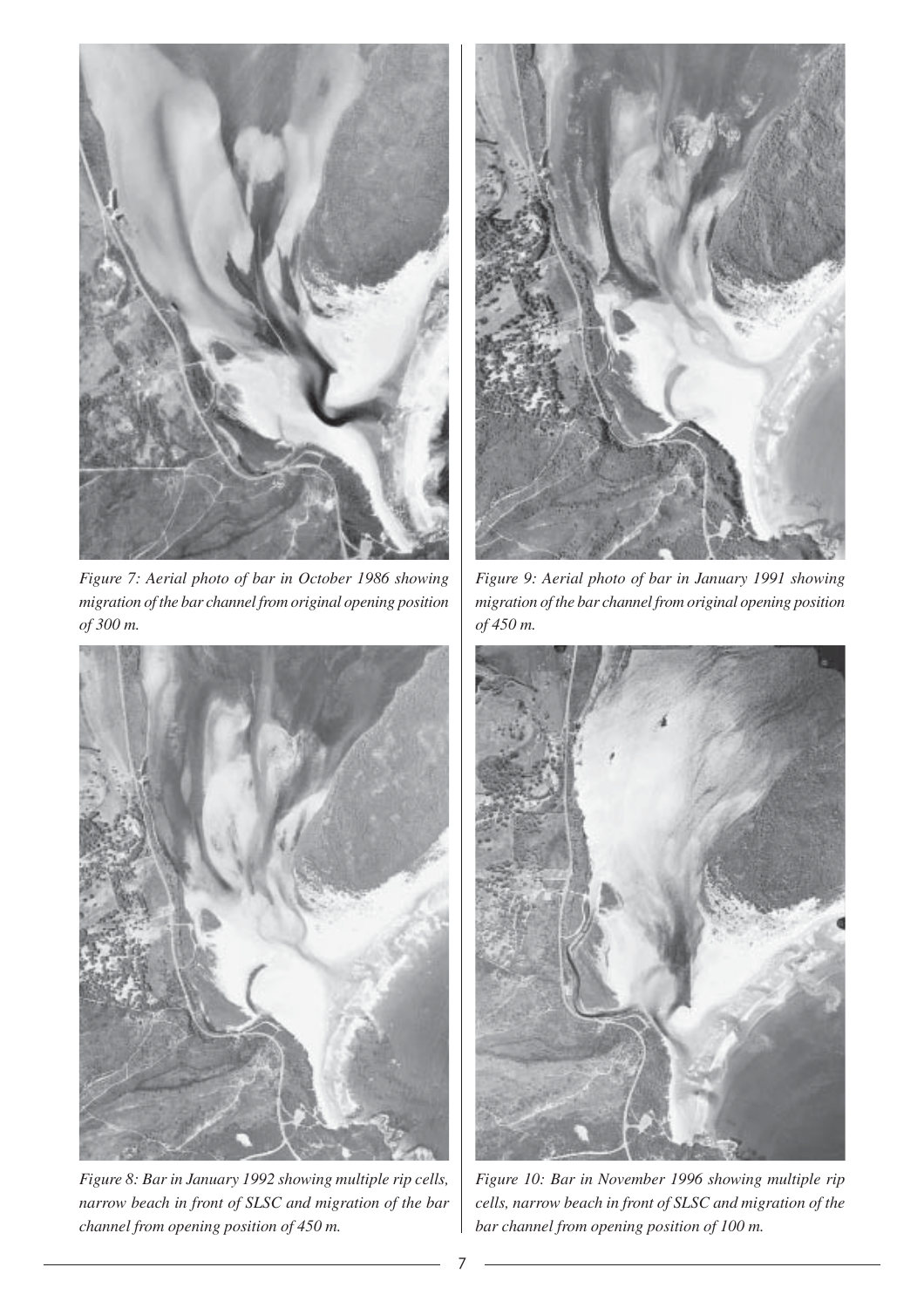*Figure 7: Aerial photo of bar in October 1986 showing migration of the bar channel from original opening position of 300 m.*

*Figure 8: Bar in January 1992 showing multiple rip cells, narrow beach in front of SLSC and migration of the bar channel from opening position of 450 m.*

*Figure 9: Aerial photo of bar in January 1991 showing migration of the bar channel from original opening position of 450 m.*

*Figure 10: Bar in November 1996 showing multiple rip cells, narrow beach in front of SLSC and migration of the bar channel from opening position of 100 m.*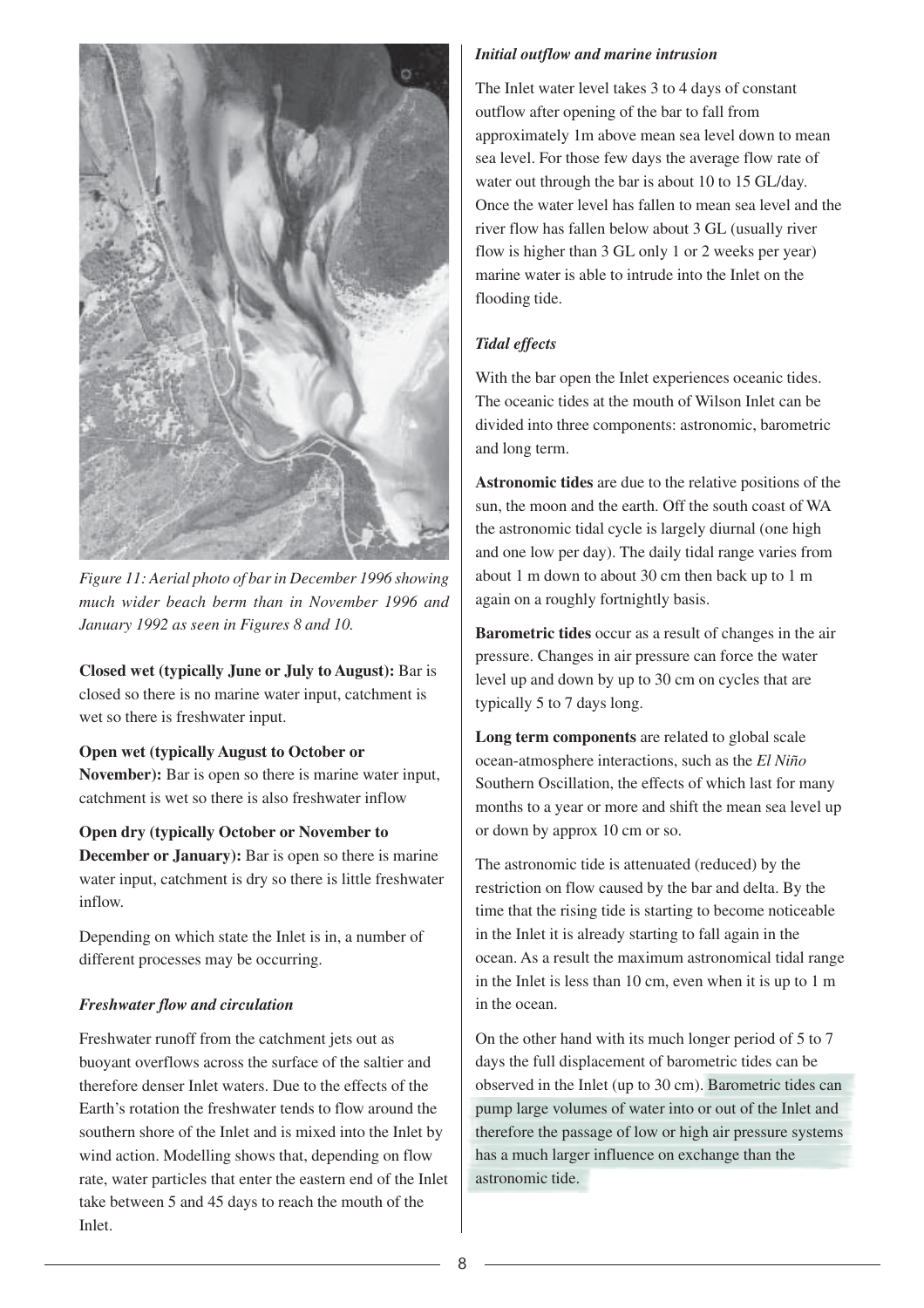*Figure 11: Aerial photo of bar in December 1996 showing much wider beach berm than in November 1996 and January 1992 as seen in Figures 8 and 10.*

**Closed wet (typically June or July to August):** Bar is closed so there is no marine water input, catchment is wet so there is freshwater input.

**Open wet (typically August to October or November):** Bar is open so there is marine water input, catchment is wet so there is also freshwater inflow

**Open dry (typically October or November to December or January):** Bar is open so there is marine water input, catchment is dry so there is little freshwater inflow.

Depending on which state the Inlet is in, a number of different processes may be occurring.

### *Freshwater flow and circulation*

Freshwater runoff from the catchment jets out as buoyant overflows across the surface of the saltier and therefore denser Inlet waters. Due to the effects of the Earth's rotation the freshwater tends to flow around the southern shore of the Inlet and is mixed into the Inlet by wind action. Modelling shows that, depending on flow rate, water particles that enter the eastern end of the Inlet take between 5 and 45 days to reach the mouth of the Inlet.

### *Initial outflow and marine intrusion*

The Inlet water level takes 3 to 4 days of constant outflow after opening of the bar to fall from approximately 1m above mean sea level down to mean sea level. For those few days the average flow rate of water out through the bar is about 10 to 15 GL/day. Once the water level has fallen to mean sea level and the river flow has fallen below about 3 GL (usually river flow is higher than 3 GL only 1 or 2 weeks per year) marine water is able to intrude into the Inlet on the flooding tide.

### *Tidal effects*

With the bar open the Inlet experiences oceanic tides. The oceanic tides at the mouth of Wilson Inlet can be divided into three components: astronomic, barometric and long term.

**Astronomic tides** are due to the relative positions of the sun, the moon and the earth. Off the south coast of WA the astronomic tidal cycle is largely diurnal (one high and one low per day). The daily tidal range varies from about 1 m down to about 30 cm then back up to 1 m again on a roughly fortnightly basis.

**Barometric tides** occur as a result of changes in the air pressure. Changes in air pressure can force the water level up and down by up to 30 cm on cycles that are typically 5 to 7 days long.

**Long term components** are related to global scale ocean-atmosphere interactions, such as the *El Niño* Southern Oscillation, the effects of which last for many months to a year or more and shift the mean sea level up or down by approx 10 cm or so.

The astronomic tide is attenuated (reduced) by the restriction on flow caused by the bar and delta. By the time that the rising tide is starting to become noticeable in the Inlet it is already starting to fall again in the ocean. As a result the maximum astronomical tidal range in the Inlet is less than 10 cm, even when it is up to 1 m in the ocean.

On the other hand with its much longer period of 5 to 7 days the full displacement of barometric tides can be observed in the Inlet (up to 30 cm). Barometric tides can pump large volumes of water into or out of the Inlet and therefore the passage of low or high air pressure systems has a much larger influence on exchange than the astronomic tide.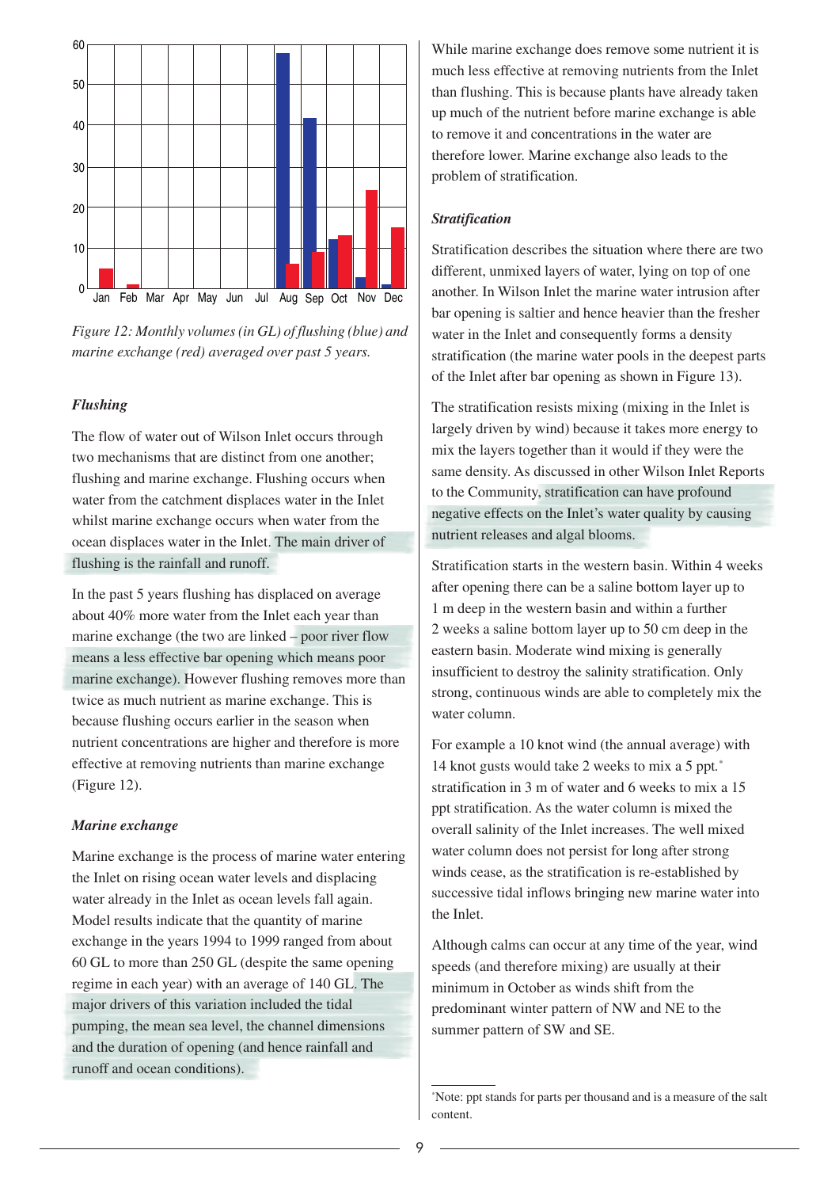Figure 12: Monthly volumes (in GL) of flushing (blue) and marine exchange (red) averaged over past 5 years.

### *Flushing*

The flow of water out of Wilson Inlet occurs through two mechanisms that are distinct from one another; flushing and marine exchange. Flushing occurs when water from the catchment displaces water in the Inlet whilst marine exchange occurs when water from the ocean displaces water in the Inlet. The main driver of flushing is the rainfall and runoff.

In the past 5 years flushing has displaced on average about 40% more water from the Inlet each year than marine exchange (the two are linked – poor river flow means a less effective bar opening which means poor marine exchange). However flushing removes more than twice as much nutrient as marine exchange. This is because flushing occurs earlier in the season when nutrient concentrations are higher and therefore is more effective at removing nutrients than marine exchange (Figure 12).

### *Marine exchange*

Marine exchange is the process of marine water entering the Inlet on rising ocean water levels and displacing water already in the Inlet as ocean levels fall again. Model results indicate that the quantity of marine exchange in the years 1994 to 1999 ranged from about 60 GL to more than 250 GL (despite the same opening regime in each year) with an average of 140 GL. The major drivers of this variation included the tidal pumping, the mean sea level, the channel dimensions and the duration of opening (and hence rainfall and runoff and ocean conditions).

While marine exchange does remove some nutrient it is much less effective at removing nutrients from the Inlet than flushing. This is because plants have already taken up much of the nutrient before marine exchange is able to remove it and concentrations in the water are therefore lower. Marine exchange also leads to the problem of stratification.

### *Stratification*

Stratification describes the situation where there are two different, unmixed layers of water, lying on top of one another. In Wilson Inlet the marine water intrusion after bar opening is saltier and hence heavier than the fresher water in the Inlet and consequently forms a density stratification (the marine water pools in the deepest parts of the Inlet after bar opening as shown in Figure 13).

The stratification resists mixing (mixing in the Inlet is largely driven by wind) because it takes more energy to mix the layers together than it would if they were the same density. As discussed in other Wilson Inlet Reports to the Community, stratification can have profound negative effects on the Inlet's water quality by causing nutrient releases and algal blooms.

Stratification starts in the western basin. Within 4 weeks after opening there can be a saline bottom layer up to 1 m deep in the western basin and within a further 2 weeks a saline bottom layer up to 50 cm deep in the eastern basin. Moderate wind mixing is generally insufficient to destroy the salinity stratification. Only strong, continuous winds are able to completely mix the water column.

For example a 10 knot wind (the annual average) with 14 knot gusts would take 2 weeks to mix a 5 ppt.* stratification in 3 m of water and 6 weeks to mix a 15 ppt stratification. As the water column is mixed the overall salinity of the Inlet increases. The well mixed water column does not persist for long after strong winds cease, as the stratification is re-established by successive tidal inflows bringing new marine water into the Inlet.

Although calms can occur at any time of the year, wind speeds (and therefore mixing) are usually at their minimum in October as winds shift from the predominant winter pattern of NW and NE to the summer pattern of SW and SE.

*Note: ppt stands for parts per thousand and is a measure of the salt content.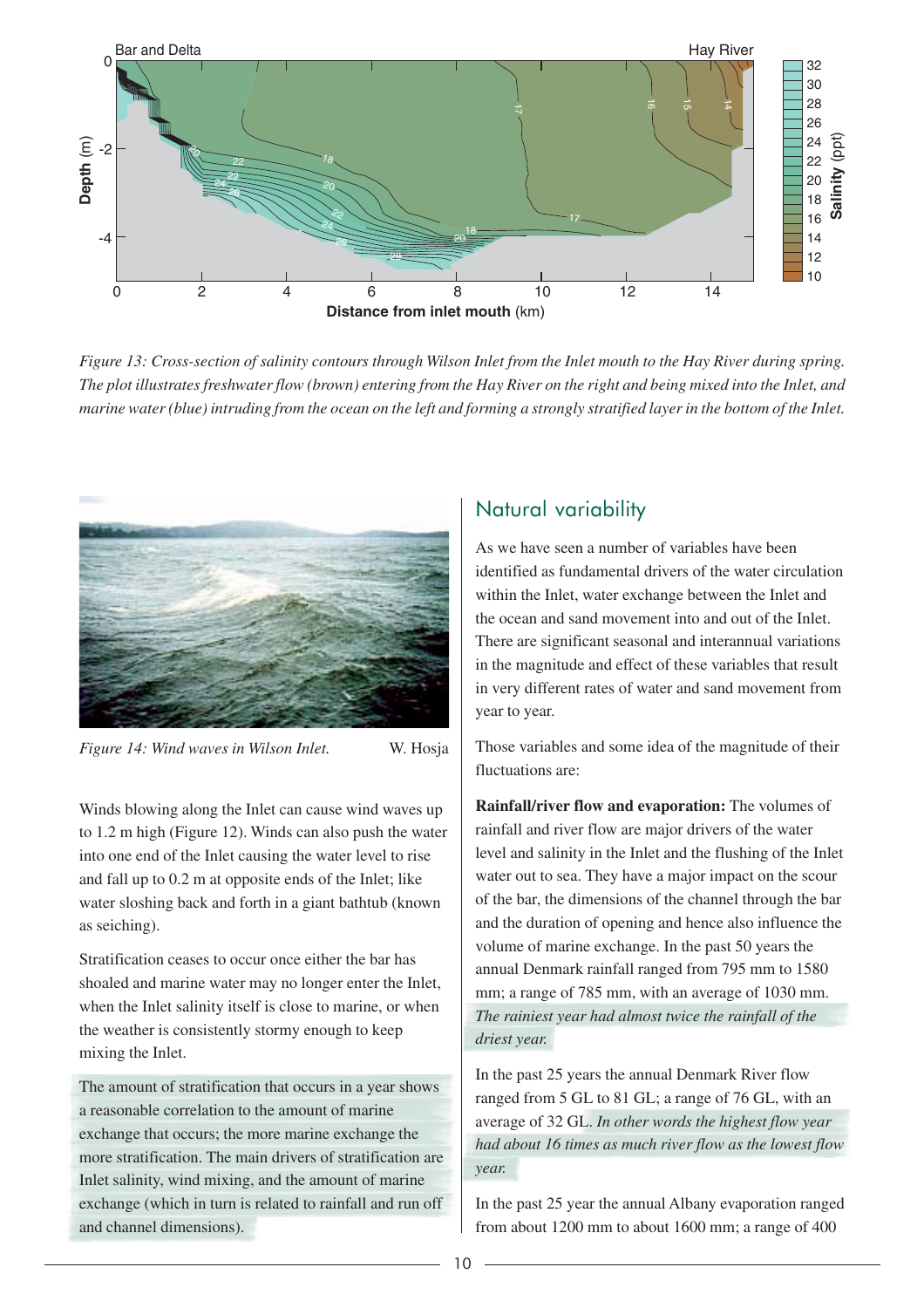*Figure 13: Cross-section of salinity contours through Wilson Inlet from the Inlet mouth to the Hay River during spring. The plot illustrates freshwater flow (brown) entering from the Hay River on the right and being mixed into the Inlet, and marine water (blue) intruding from the ocean on the left and forming a strongly stratified layer in the bottom of the Inlet.*

*Figure 14: Wind waves in Wilson Inlet.* W. Hosja

Winds blowing along the Inlet can cause wind waves up to 1.2 m high (Figure 12). Winds can also push the water into one end of the Inlet causing the water level to rise and fall up to 0.2 m at opposite ends of the Inlet; like water sloshing back and forth in a giant bathtub (known as seiching).

Stratification ceases to occur once either the bar has shoaled and marine water may no longer enter the Inlet, when the Inlet salinity itself is close to marine, or when the weather is consistently stormy enough to keep mixing the Inlet.

The amount of stratification that occurs in a year shows a reasonable correlation to the amount of marine exchange that occurs; the more marine exchange the more stratification. The main drivers of stratification are Inlet salinity, wind mixing, and the amount of marine exchange (which in turn is related to rainfall and run off and channel dimensions).

## Natural variability

As we have seen a number of variables have been identified as fundamental drivers of the water circulation within the Inlet, water exchange between the Inlet and the ocean and sand movement into and out of the Inlet. There are significant seasonal and interannual variations in the magnitude and effect of these variables that result in very different rates of water and sand movement from year to year.

Those variables and some idea of the magnitude of their fluctuations are:

**Rainfall/river flow and evaporation:** The volumes of rainfall and river flow are major drivers of the water level and salinity in the Inlet and the flushing of the Inlet water out to sea. They have a major impact on the scour of the bar, the dimensions of the channel through the bar and the duration of opening and hence also influence the volume of marine exchange. In the past 50 years the annual Denmark rainfall ranged from 795 mm to 1580 mm; a range of 785 mm, with an average of 1030 mm. *The rainiest year had almost twice the rainfall of the driest year.*

In the past 25 years the annual Denmark River flow ranged from 5 GL to 81 GL; a range of 76 GL, with an average of 32 GL. *In other words the highest flow year had about 16 times as much river flow as the lowest flow year.*

In the past 25 year the annual Albany evaporation ranged from about 1200 mm to about 1600 mm; a range of 400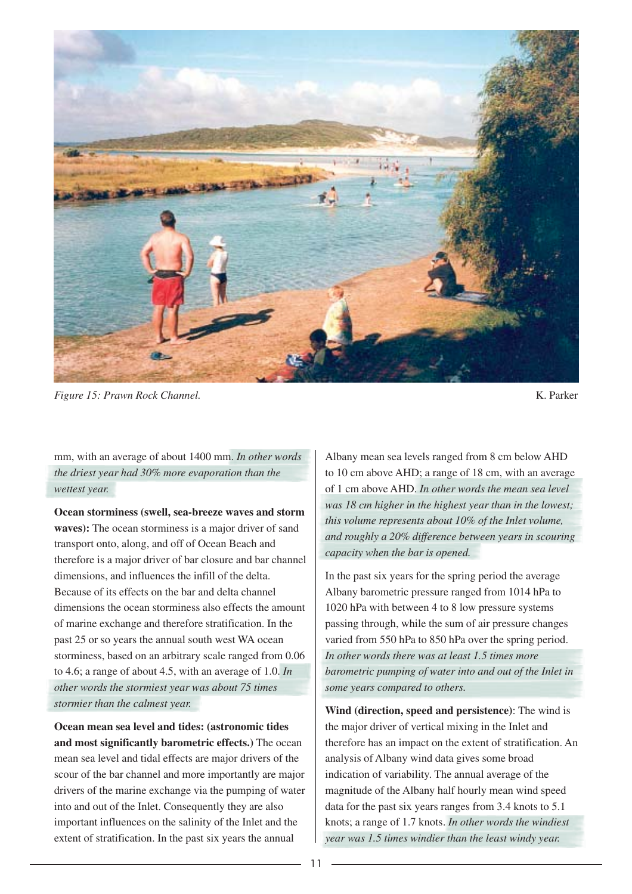*Figure 15: Prawn Rock Channel.* K. Parker

mm, with an average of about 1400 mm. *In other words the driest year had 30% more evaporation than the wettest year.*

**Ocean storminess (swell, sea-breeze waves and storm waves):** The ocean storminess is a major driver of sand transport onto, along, and off of Ocean Beach and therefore is a major driver of bar closure and bar channel dimensions, and influences the infill of the delta. Because of its effects on the bar and delta channel dimensions the ocean storminess also effects the amount of marine exchange and therefore stratification. In the past 25 or so years the annual south west WA ocean storminess, based on an arbitrary scale ranged from 0.06 to 4.6; a range of about 4.5, with an average of 1.0. *In other words the stormiest year was about 75 times stormier than the calmest year.*

**Ocean mean sea level and tides: (astronomic tides and most significantly barometric effects.)** The ocean mean sea level and tidal effects are major drivers of the scour of the bar channel and more importantly are major drivers of the marine exchange via the pumping of water into and out of the Inlet. Consequently they are also important influences on the salinity of the Inlet and the extent of stratification. In the past six years the annual Albany mean sea levels ranged from 8 cm below AHD to 10 cm above AHD; a range of 18 cm, with an average of 1 cm above AHD. *In other words the mean sea level was 18 cm higher in the highest year than in the lowest; this volume represents about 10% of the Inlet volume, and roughly a 20% difference between years in scouring capacity when the bar is opened.*

In the past six years for the spring period the average Albany barometric pressure ranged from 1014 hPa to 1020 hPa with between 4 to 8 low pressure systems passing through, while the sum of air pressure changes varied from 550 hPa to 850 hPa over the spring period. *In other words there was at least 1.5 times more barometric pumping of water into and out of the Inlet in some years compared to others.*

**Wind (direction, speed and persistence)**: The wind is the major driver of vertical mixing in the Inlet and therefore has an impact on the extent of stratification. An analysis of Albany wind data gives some broad indication of variability. The annual average of the magnitude of the Albany half hourly mean wind speed data for the past six years ranges from 3.4 knots to 5.1 knots; a range of 1.7 knots. *In other words the windiest year was 1.5 times windier than the least windy year.*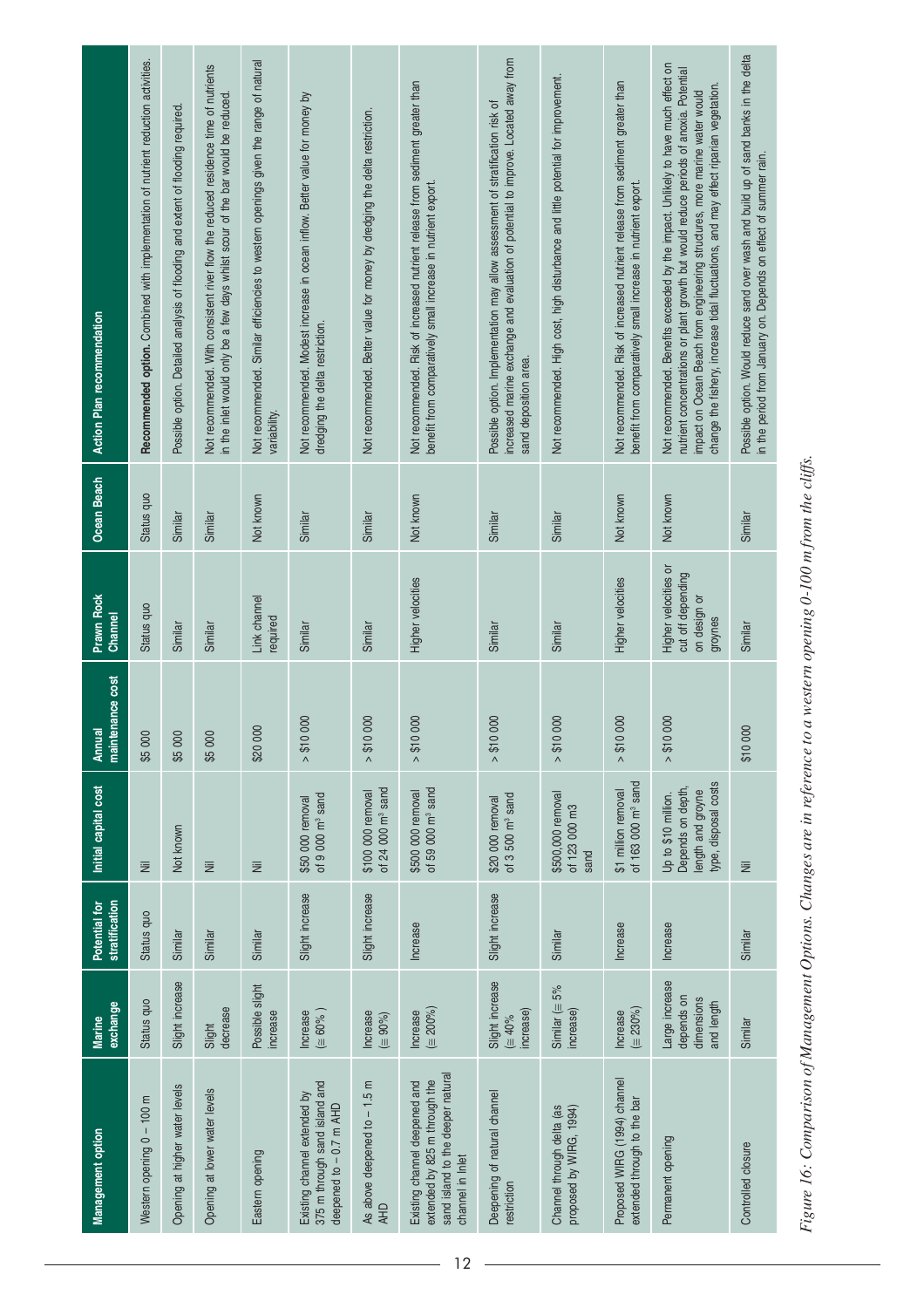| Management option | Marine exchange | Potential for stratification | Initial capital cost | Annual maintenance cost | Prawn Rock Channel | Ocean Beach | Action Plan recommendation |
|---|---|---|---|---|---|---|---|
| Western opening 0 – 100 m | Status quo | Status quo | Nil | \$5 000 | Status quo | Status quo | **Recommended option.** Combined with implementation of nutrient reduction activities. |
| Opening at higher water levels | Slight increase | Similar | Not known | \$5 000 | Similar | Similar | Possible option. Detailed analysis of flooding and extent of flooding required. |
| Opening at lower water levels | Slight decrease | Similar | Nil | \$5 000 | Similar | Similar | Not recommended. With consistent river flow the reduced residence time of nutrients in the inlet would only be a few days whilst scour of the bar would be reduced. |
| Eastern opening | Possible slight increase | Similar | Nil | \$20 000 | Link channel required | Not known | Not recommended. Similar efficiencies to western openings given the range of natural variability. |
| Existing channel extended by 375 m through sand island and deepened to – 0.7 m AHD | Increase (≅ 60% ) | Slight increase | \$50 000 removal of 9 000 m³ sand | > \$10 000 | Similar | Similar | Not recommended. Modest increase in ocean inflow. Better value for money by dredging the delta restriction. |
| As above deepened to – 1.5 m AHD | Increase (≅ 90%) | Slight increase | \$100 000 removal of 24 000 m³ sand | > \$10 000 | Similar | Similar | Not recommended. Better value for money by dredging the delta restriction. |
| Existing channel deepened and extended by 825 m through the sand island to the deeper natural channel in Inlet | Increase (≅ 200%) | Increase | \$500 000 removal of 59 000 m³ sand | > \$10 000 | Higher velocities | Not known | Not recommended. Risk of increased nutrient release from sediment greater than benefit from comparatively small increase in nutrient export. |
| Deepening of natural channel restriction | Slight increase (≅ 40% increase) | Slight increase | \$20 000 removal of 3 500 m³ sand | > \$10 000 | Similar | Similar | Possible option. Implementation may allow assessment of stratification risk of increased marine exchange and evaluation of potential to improve. Located away from sand deposition area. |
| Channel through delta (as proposed by WIRG, 1994) | Similar (≅ 5% increase) | Similar | \$500,000 removal of 123 000 m3 sand | > \$10 000 | Similar | Similar | Not recommended. High cost, high disturbance and little potential for improvement. |
| Proposed WIRG (1994) channel extended through to the bar | Increase (≅ 230%) | Increase | \$1 million removal of 163 000 m³ sand | > \$10 000 | Higher velocities | Not known | Not recommended. Risk of increased nutrient release from sediment greater than benefit from comparatively small increase in nutrient export. |
| Permanent opening | Large increase depends on dimensions and length | Increase | Up to \$10 million. Depends on depth, length and groyne type, disposal costs | > \$10 000 | Higher velocities or cut off depending on design or groynes | Not known | Not recommended. Benefits exceeded by the impact. Unlikely to have much effect on nutrient concentrations or plant growth but would reduce periods of anoxia. Potential impact on Ocean Beach from engineering structures, more marine water would change the fishery, increase tidal fluctuations, and may effect riparian vegetation. |
| Controlled closure | Similar | Similar | Nil | \$10 000 | Similar | Similar | Possible option. Would reduce sand over wash and build up of sand banks in the delta in the period from January on. Depends on effect of summer rain. |

*Figure 16: Comparison of Management Options. Changes are in reference to a western opening 0-100 m from the cliffs.*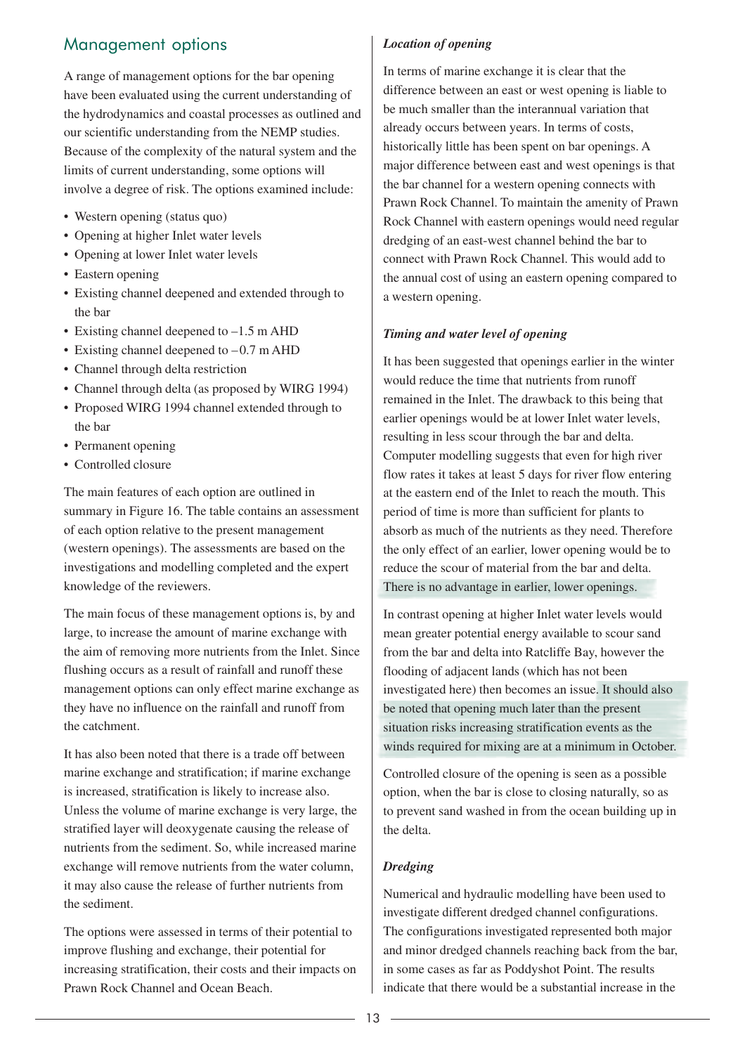## Management options

A range of management options for the bar opening have been evaluated using the current understanding of the hydrodynamics and coastal processes as outlined and our scientific understanding from the NEMP studies. Because of the complexity of the natural system and the limits of current understanding, some options will involve a degree of risk. The options examined include:

- Western opening (status quo)
- Opening at higher Inlet water levels
- Opening at lower Inlet water levels
- Eastern opening
- Existing channel deepened and extended through to the bar
- Existing channel deepened to –1.5 m AHD
- Existing channel deepened to –0.7 m AHD
- Channel through delta restriction
- Channel through delta (as proposed by WIRG 1994)
- Proposed WIRG 1994 channel extended through to the bar
- Permanent opening
- Controlled closure

The main features of each option are outlined in summary in Figure 16. The table contains an assessment of each option relative to the present management (western openings). The assessments are based on the investigations and modelling completed and the expert knowledge of the reviewers.

The main focus of these management options is, by and large, to increase the amount of marine exchange with the aim of removing more nutrients from the Inlet. Since flushing occurs as a result of rainfall and runoff these management options can only effect marine exchange as they have no influence on the rainfall and runoff from the catchment.

It has also been noted that there is a trade off between marine exchange and stratification; if marine exchange is increased, stratification is likely to increase also. Unless the volume of marine exchange is very large, the stratified layer will deoxygenate causing the release of nutrients from the sediment. So, while increased marine exchange will remove nutrients from the water column, it may also cause the release of further nutrients from the sediment.

The options were assessed in terms of their potential to improve flushing and exchange, their potential for increasing stratification, their costs and their impacts on Prawn Rock Channel and Ocean Beach.

***Location of opening***

In terms of marine exchange it is clear that the difference between an east or west opening is liable to be much smaller than the interannual variation that already occurs between years. In terms of costs, historically little has been spent on bar openings. A major difference between east and west openings is that the bar channel for a western opening connects with Prawn Rock Channel. To maintain the amenity of Prawn Rock Channel with eastern openings would need regular dredging of an east-west channel behind the bar to connect with Prawn Rock Channel. This would add to the annual cost of using an eastern opening compared to a western opening.

***Timing and water level of opening***

It has been suggested that openings earlier in the winter would reduce the time that nutrients from runoff remained in the Inlet. The drawback to this being that earlier openings would be at lower Inlet water levels, resulting in less scour through the bar and delta. Computer modelling suggests that even for high river flow rates it takes at least 5 days for river flow entering at the eastern end of the Inlet to reach the mouth. This period of time is more than sufficient for plants to absorb as much of the nutrients as they need. Therefore the only effect of an earlier, lower opening would be to reduce the scour of material from the bar and delta. There is no advantage in earlier, lower openings.

In contrast opening at higher Inlet water levels would mean greater potential energy available to scour sand from the bar and delta into Ratcliffe Bay, however the flooding of adjacent lands (which has not been investigated here) then becomes an issue. It should also be noted that opening much later than the present situation risks increasing stratification events as the winds required for mixing are at a minimum in October.

Controlled closure of the opening is seen as a possible option, when the bar is close to closing naturally, so as to prevent sand washed in from the ocean building up in the delta.

***Dredging***

Numerical and hydraulic modelling have been used to investigate different dredged channel configurations. The configurations investigated represented both major and minor dredged channels reaching back from the bar, in some cases as far as Poddyshot Point. The results indicate that there would be a substantial increase in the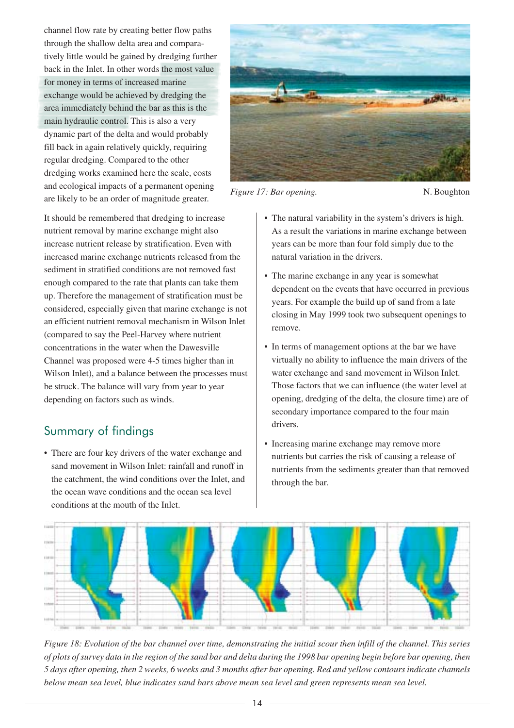channel flow rate by creating better flow paths through the shallow delta area and comparatively little would be gained by dredging further back in the Inlet. In other words the most value for money in terms of increased marine exchange would be achieved by dredging the area immediately behind the bar as this is the main hydraulic control. This is also a very dynamic part of the delta and would probably fill back in again relatively quickly, requiring regular dredging. Compared to the other dredging works examined here the scale, costs and ecological impacts of a permanent opening are likely to be an order of magnitude greater.

*Figure 17: Bar opening.* N. Boughton

It should be remembered that dredging to increase nutrient removal by marine exchange might also increase nutrient release by stratification. Even with increased marine exchange nutrients released from the sediment in stratified conditions are not removed fast enough compared to the rate that plants can take them up. Therefore the management of stratification must be considered, especially given that marine exchange is not an efficient nutrient removal mechanism in Wilson Inlet (compared to say the Peel-Harvey where nutrient concentrations in the water when the Dawesville Channel was proposed were 4-5 times higher than in Wilson Inlet), and a balance between the processes must be struck. The balance will vary from year to year depending on factors such as winds.

## Summary of findings

- There are four key drivers of the water exchange and sand movement in Wilson Inlet: rainfall and runoff in the catchment, the wind conditions over the Inlet, and the ocean wave conditions and the ocean sea level conditions at the mouth of the Inlet.
- The natural variability in the system's drivers is high. As a result the variations in marine exchange between years can be more than four fold simply due to the natural variation in the drivers.
- The marine exchange in any year is somewhat dependent on the events that have occurred in previous years. For example the build up of sand from a late closing in May 1999 took two subsequent openings to remove.
- In terms of management options at the bar we have virtually no ability to influence the main drivers of the water exchange and sand movement in Wilson Inlet. Those factors that we can influence (the water level at opening, dredging of the delta, the closure time) are of secondary importance compared to the four main drivers.
- Increasing marine exchange may remove more nutrients but carries the risk of causing a release of nutrients from the sediments greater than that removed through the bar.

*Figure 18: Evolution of the bar channel over time, demonstrating the initial scour then infill of the channel. This series of plots of survey data in the region of the sand bar and delta during the 1998 bar opening begin before bar opening, then 5 days after opening, then 2 weeks, 6 weeks and 3 months after bar opening. Red and yellow contours indicate channels below mean sea level, blue indicates sand bars above mean sea level and green represents mean sea level.*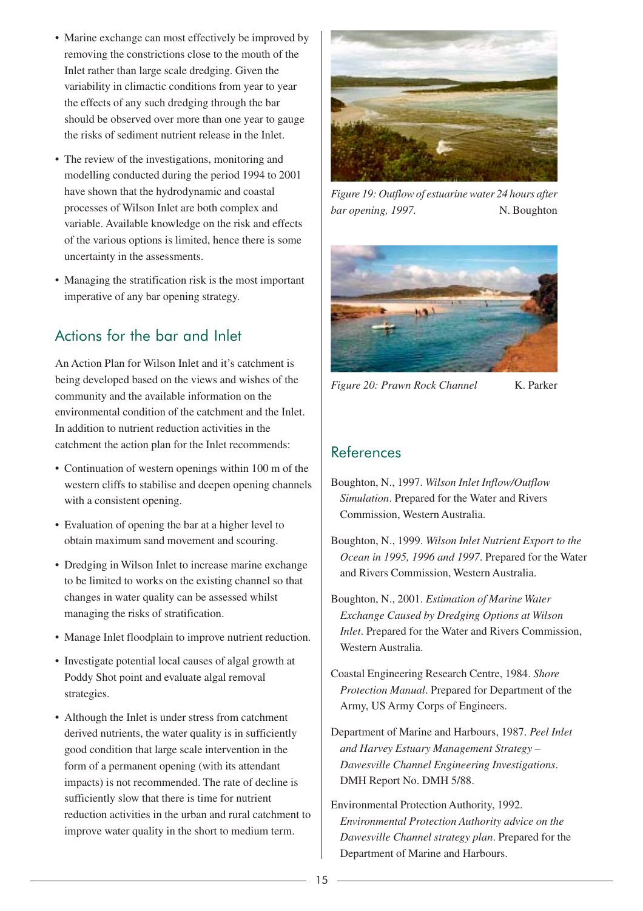- Marine exchange can most effectively be improved by removing the constrictions close to the mouth of the Inlet rather than large scale dredging. Given the variability in climactic conditions from year to year the effects of any such dredging through the bar should be observed over more than one year to gauge the risks of sediment nutrient release in the Inlet.
- The review of the investigations, monitoring and modelling conducted during the period 1994 to 2001 have shown that the hydrodynamic and coastal processes of Wilson Inlet are both complex and variable. Available knowledge on the risk and effects of the various options is limited, hence there is some uncertainty in the assessments.
- Managing the stratification risk is the most important imperative of any bar opening strategy.

## Actions for the bar and Inlet

An Action Plan for Wilson Inlet and it's catchment is being developed based on the views and wishes of the community and the available information on the environmental condition of the catchment and the Inlet. In addition to nutrient reduction activities in the catchment the action plan for the Inlet recommends:

- Continuation of western openings within 100 m of the western cliffs to stabilise and deepen opening channels with a consistent opening.
- Evaluation of opening the bar at a higher level to obtain maximum sand movement and scouring.
- Dredging in Wilson Inlet to increase marine exchange to be limited to works on the existing channel so that changes in water quality can be assessed whilst managing the risks of stratification.
- Manage Inlet floodplain to improve nutrient reduction.
- Investigate potential local causes of algal growth at Poddy Shot point and evaluate algal removal strategies.
- Although the Inlet is under stress from catchment derived nutrients, the water quality is in sufficiently good condition that large scale intervention in the form of a permanent opening (with its attendant impacts) is not recommended. The rate of decline is sufficiently slow that there is time for nutrient reduction activities in the urban and rural catchment to improve water quality in the short to medium term.

*Figure 19: Outflow of estuarine water 24 hours after bar opening, 1997.* N. Boughton

*Figure 20: Prawn Rock Channel* K. Parker

## References

Boughton, N., 1997. *Wilson Inlet Inflow/Outflow Simulation*. Prepared for the Water and Rivers Commission, Western Australia.

Boughton, N., 1999. *Wilson Inlet Nutrient Export to the Ocean in 1995, 1996 and 1997*. Prepared for the Water and Rivers Commission, Western Australia.

Boughton, N., 2001. *Estimation of Marine Water Exchange Caused by Dredging Options at Wilson Inlet*. Prepared for the Water and Rivers Commission, Western Australia.

Coastal Engineering Research Centre, 1984. *Shore Protection Manual*. Prepared for Department of the Army, US Army Corps of Engineers.

Department of Marine and Harbours, 1987. *Peel Inlet and Harvey Estuary Management Strategy – Dawesville Channel Engineering Investigations*. DMH Report No. DMH 5/88.

Environmental Protection Authority, 1992. *Environmental Protection Authority advice on the Dawesville Channel strategy plan*. Prepared for the Department of Marine and Harbours.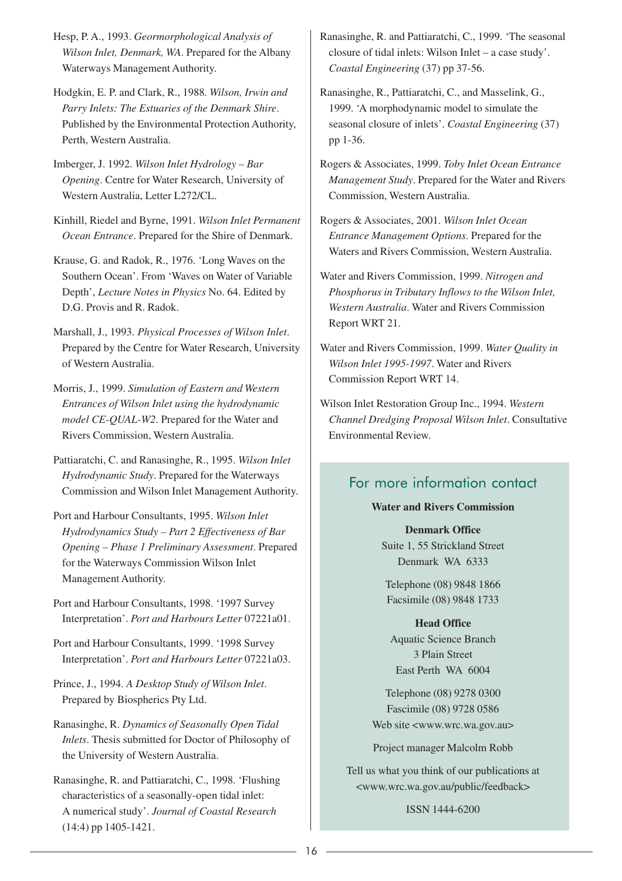Hesp, P. A., 1993. *Geormorphological Analysis of Wilson Inlet, Denmark, WA*. Prepared for the Albany Waterways Management Authority.

Hodgkin, E. P. and Clark, R., 1988. *Wilson, Irwin and Parry Inlets: The Estuaries of the Denmark Shire*. Published by the Environmental Protection Authority, Perth, Western Australia.

Imberger, J. 1992. *Wilson Inlet Hydrology – Bar Opening*. Centre for Water Research, University of Western Australia, Letter L272/CL.

Kinhill, Riedel and Byrne, 1991. *Wilson Inlet Permanent Ocean Entrance*. Prepared for the Shire of Denmark.

Krause, G. and Radok, R., 1976. 'Long Waves on the Southern Ocean'. From 'Waves on Water of Variable Depth', *Lecture Notes in Physics* No. 64. Edited by D.G. Provis and R. Radok.

Marshall, J., 1993. *Physical Processes of Wilson Inlet*. Prepared by the Centre for Water Research, University of Western Australia.

Morris, J., 1999. *Simulation of Eastern and Western Entrances of Wilson Inlet using the hydrodynamic model CE-QUAL-W2*. Prepared for the Water and Rivers Commission, Western Australia.

Pattiaratchi, C. and Ranasinghe, R., 1995. *Wilson Inlet Hydrodynamic Study*. Prepared for the Waterways Commission and Wilson Inlet Management Authority.

Port and Harbour Consultants, 1995. *Wilson Inlet Hydrodynamics Study – Part 2 Effectiveness of Bar Opening – Phase 1 Preliminary Assessment*. Prepared for the Waterways Commission Wilson Inlet Management Authority.

Port and Harbour Consultants, 1998. '1997 Survey Interpretation'. *Port and Harbours Letter* 07221a01.

Port and Harbour Consultants, 1999. '1998 Survey Interpretation'. *Port and Harbours Letter* 07221a03.

Prince, J., 1994. *A Desktop Study of Wilson Inlet*. Prepared by Biospherics Pty Ltd.

Ranasinghe, R. *Dynamics of Seasonally Open Tidal Inlets*. Thesis submitted for Doctor of Philosophy of the University of Western Australia.

Ranasinghe, R. and Pattiaratchi, C., 1998. 'Flushing characteristics of a seasonally-open tidal inlet: A numerical study'. *Journal of Coastal Research* (14:4) pp 1405-1421.

Ranasinghe, R. and Pattiaratchi, C., 1999. 'The seasonal closure of tidal inlets: Wilson Inlet – a case study'. *Coastal Engineering* (37) pp 37-56.

Ranasinghe, R., Pattiaratchi, C., and Masselink, G., 1999. 'A morphodynamic model to simulate the seasonal closure of inlets'. *Coastal Engineering* (37) pp 1-36.

Rogers & Associates, 1999. *Toby Inlet Ocean Entrance Management Study*. Prepared for the Water and Rivers Commission, Western Australia.

Rogers & Associates, 2001. *Wilson Inlet Ocean Entrance Management Options*. Prepared for the Waters and Rivers Commission, Western Australia.

Water and Rivers Commission, 1999. *Nitrogen and Phosphorus in Tributary Inflows to the Wilson Inlet, Western Australia*. Water and Rivers Commission Report WRT 21.

Water and Rivers Commission, 1999. *Water Quality in Wilson Inlet 1995-1997*. Water and Rivers Commission Report WRT 14.

Wilson Inlet Restoration Group Inc., 1994. *Western Channel Dredging Proposal Wilson Inlet*. Consultative Environmental Review.

## For more information contact

**Water and Rivers Commission**

**Denmark Office**
Suite 1, 55 Strickland Street
Denmark WA 6333

Telephone (08) 9848 1866
Facsimile (08) 9848 1733

**Head Office**
Aquatic Science Branch
3 Plain Street
East Perth WA 6004

Telephone (08) 9278 0300
Fascimile (08) 9728 0586
Web site <www.wrc.wa.gov.au>

Project manager Malcolm Robb

Tell us what you think of our publications at <www.wrc.wa.gov.au/public/feedback>

ISSN 1444-6200